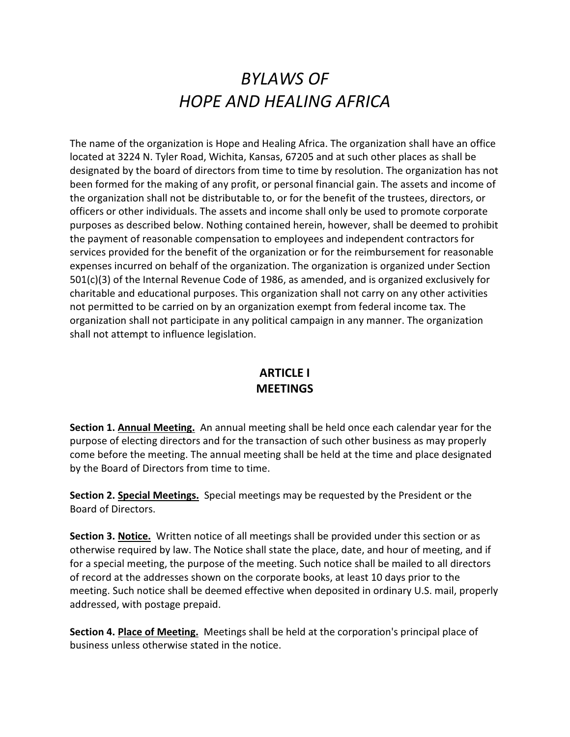# *BYLAWS OF*
# *HOPE AND HEALING AFRICA*

The name of the organization is Hope and Healing Africa. The organization shall have an office located at 3224 N. Tyler Road, Wichita, Kansas, 67205 and at such other places as shall be designated by the board of directors from time to time by resolution. The organization has not been formed for the making of any profit, or personal financial gain. The assets and income of the organization shall not be distributable to, or for the benefit of the trustees, directors, or officers or other individuals. The assets and income shall only be used to promote corporate purposes as described below. Nothing contained herein, however, shall be deemed to prohibit the payment of reasonable compensation to employees and independent contractors for services provided for the benefit of the organization or for the reimbursement for reasonable expenses incurred on behalf of the organization. The organization is organized under Section 501(c)(3) of the Internal Revenue Code of 1986, as amended, and is organized exclusively for charitable and educational purposes. This organization shall not carry on any other activities not permitted to be carried on by an organization exempt from federal income tax. The organization shall not participate in any political campaign in any manner. The organization shall not attempt to influence legislation.

## ARTICLE I
## MEETINGS

**Section 1. <u>Annual Meeting.</u>** An annual meeting shall be held once each calendar year for the purpose of electing directors and for the transaction of such other business as may properly come before the meeting. The annual meeting shall be held at the time and place designated by the Board of Directors from time to time.

**Section 2. <u>Special Meetings.</u>** Special meetings may be requested by the President or the Board of Directors.

**Section 3. <u>Notice.</u>** Written notice of all meetings shall be provided under this section or as otherwise required by law. The Notice shall state the place, date, and hour of meeting, and if for a special meeting, the purpose of the meeting. Such notice shall be mailed to all directors of record at the addresses shown on the corporate books, at least 10 days prior to the meeting. Such notice shall be deemed effective when deposited in ordinary U.S. mail, properly addressed, with postage prepaid.

**Section 4. <u>Place of Meeting.</u>** Meetings shall be held at the corporation's principal place of business unless otherwise stated in the notice.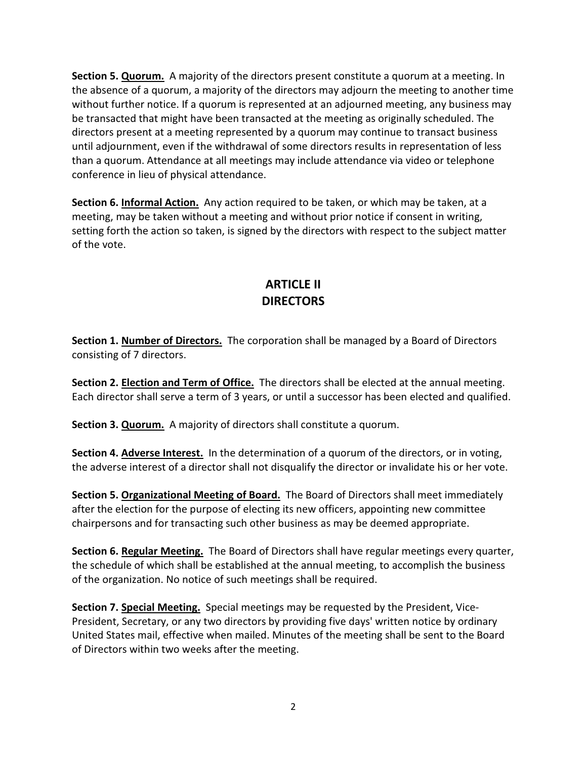**Section 5. <u>Quorum.</u>** A majority of the directors present constitute a quorum at a meeting. In the absence of a quorum, a majority of the directors may adjourn the meeting to another time without further notice. If a quorum is represented at an adjourned meeting, any business may be transacted that might have been transacted at the meeting as originally scheduled. The directors present at a meeting represented by a quorum may continue to transact business until adjournment, even if the withdrawal of some directors results in representation of less than a quorum. Attendance at all meetings may include attendance via video or telephone conference in lieu of physical attendance.

**Section 6. <u>Informal Action.</u>** Any action required to be taken, or which may be taken, at a meeting, may be taken without a meeting and without prior notice if consent in writing, setting forth the action so taken, is signed by the directors with respect to the subject matter of the vote.

## ARTICLE II
## DIRECTORS

**Section 1. <u>Number of Directors.</u>** The corporation shall be managed by a Board of Directors consisting of 7 directors.

**Section 2. <u>Election and Term of Office.</u>** The directors shall be elected at the annual meeting. Each director shall serve a term of 3 years, or until a successor has been elected and qualified.

**Section 3. <u>Quorum.</u>** A majority of directors shall constitute a quorum.

**Section 4. <u>Adverse Interest.</u>** In the determination of a quorum of the directors, or in voting, the adverse interest of a director shall not disqualify the director or invalidate his or her vote.

**Section 5. <u>Organizational Meeting of Board.</u>** The Board of Directors shall meet immediately after the election for the purpose of electing its new officers, appointing new committee chairpersons and for transacting such other business as may be deemed appropriate.

**Section 6. <u>Regular Meeting.</u>** The Board of Directors shall have regular meetings every quarter, the schedule of which shall be established at the annual meeting, to accomplish the business of the organization. No notice of such meetings shall be required.

**Section 7. <u>Special Meeting.</u>** Special meetings may be requested by the President, Vice-President, Secretary, or any two directors by providing five days' written notice by ordinary United States mail, effective when mailed. Minutes of the meeting shall be sent to the Board of Directors within two weeks after the meeting.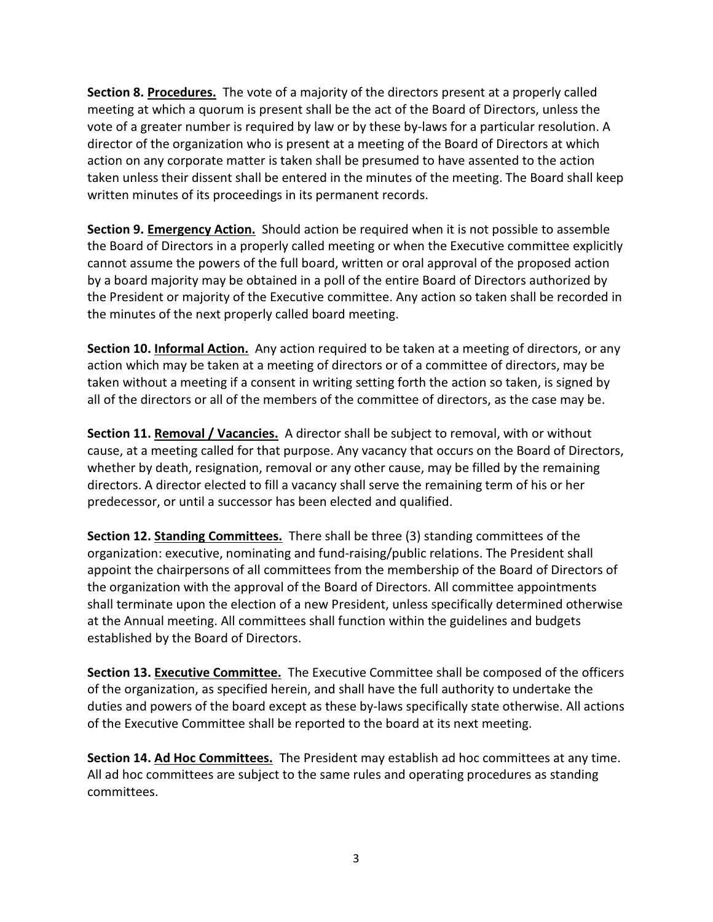**Section 8. Procedures.** The vote of a majority of the directors present at a properly called meeting at which a quorum is present shall be the act of the Board of Directors, unless the vote of a greater number is required by law or by these by-laws for a particular resolution. A director of the organization who is present at a meeting of the Board of Directors at which action on any corporate matter is taken shall be presumed to have assented to the action taken unless their dissent shall be entered in the minutes of the meeting. The Board shall keep written minutes of its proceedings in its permanent records.

**Section 9. Emergency Action.** Should action be required when it is not possible to assemble the Board of Directors in a properly called meeting or when the Executive committee explicitly cannot assume the powers of the full board, written or oral approval of the proposed action by a board majority may be obtained in a poll of the entire Board of Directors authorized by the President or majority of the Executive committee. Any action so taken shall be recorded in the minutes of the next properly called board meeting.

**Section 10. Informal Action.** Any action required to be taken at a meeting of directors, or any action which may be taken at a meeting of directors or of a committee of directors, may be taken without a meeting if a consent in writing setting forth the action so taken, is signed by all of the directors or all of the members of the committee of directors, as the case may be.

**Section 11. Removal / Vacancies.** A director shall be subject to removal, with or without cause, at a meeting called for that purpose. Any vacancy that occurs on the Board of Directors, whether by death, resignation, removal or any other cause, may be filled by the remaining directors. A director elected to fill a vacancy shall serve the remaining term of his or her predecessor, or until a successor has been elected and qualified.

**Section 12. Standing Committees.** There shall be three (3) standing committees of the organization: executive, nominating and fund-raising/public relations. The President shall appoint the chairpersons of all committees from the membership of the Board of Directors of the organization with the approval of the Board of Directors. All committee appointments shall terminate upon the election of a new President, unless specifically determined otherwise at the Annual meeting. All committees shall function within the guidelines and budgets established by the Board of Directors.

**Section 13. Executive Committee.** The Executive Committee shall be composed of the officers of the organization, as specified herein, and shall have the full authority to undertake the duties and powers of the board except as these by-laws specifically state otherwise. All actions of the Executive Committee shall be reported to the board at its next meeting.

**Section 14. Ad Hoc Committees.** The President may establish ad hoc committees at any time. All ad hoc committees are subject to the same rules and operating procedures as standing committees.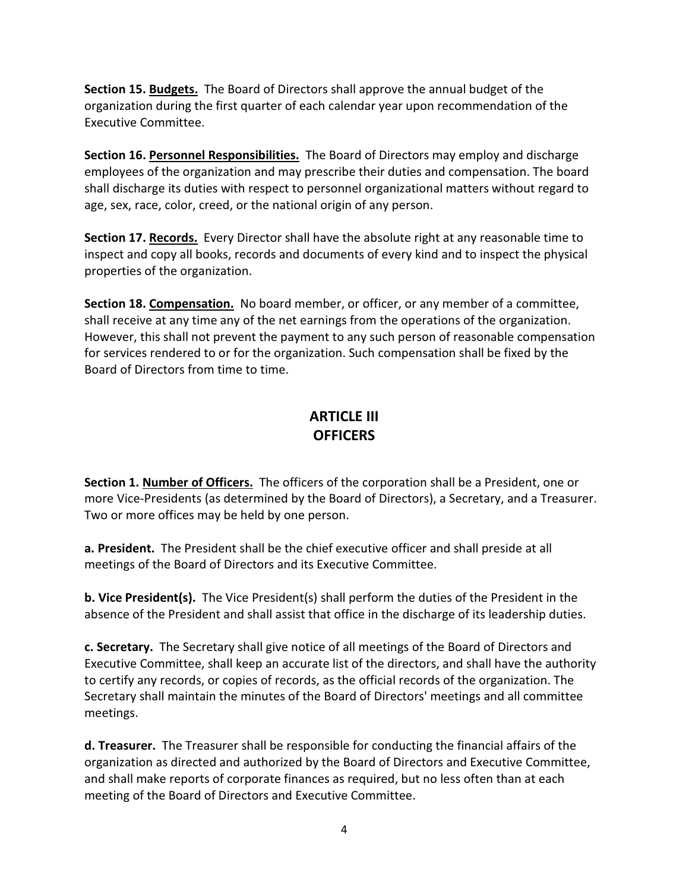**Section 15. Budgets.** The Board of Directors shall approve the annual budget of the organization during the first quarter of each calendar year upon recommendation of the Executive Committee.

**Section 16. Personnel Responsibilities.** The Board of Directors may employ and discharge employees of the organization and may prescribe their duties and compensation. The board shall discharge its duties with respect to personnel organizational matters without regard to age, sex, race, color, creed, or the national origin of any person.

**Section 17. Records.** Every Director shall have the absolute right at any reasonable time to inspect and copy all books, records and documents of every kind and to inspect the physical properties of the organization.

**Section 18. Compensation.** No board member, or officer, or any member of a committee, shall receive at any time any of the net earnings from the operations of the organization. However, this shall not prevent the payment to any such person of reasonable compensation for services rendered to or for the organization. Such compensation shall be fixed by the Board of Directors from time to time.

## ARTICLE III
## OFFICERS

**Section 1. Number of Officers.** The officers of the corporation shall be a President, one or more Vice-Presidents (as determined by the Board of Directors), a Secretary, and a Treasurer. Two or more offices may be held by one person.

**a. President.** The President shall be the chief executive officer and shall preside at all meetings of the Board of Directors and its Executive Committee.

**b. Vice President(s).** The Vice President(s) shall perform the duties of the President in the absence of the President and shall assist that office in the discharge of its leadership duties.

**c. Secretary.** The Secretary shall give notice of all meetings of the Board of Directors and Executive Committee, shall keep an accurate list of the directors, and shall have the authority to certify any records, or copies of records, as the official records of the organization. The Secretary shall maintain the minutes of the Board of Directors' meetings and all committee meetings.

**d. Treasurer.** The Treasurer shall be responsible for conducting the financial affairs of the organization as directed and authorized by the Board of Directors and Executive Committee, and shall make reports of corporate finances as required, but no less often than at each meeting of the Board of Directors and Executive Committee.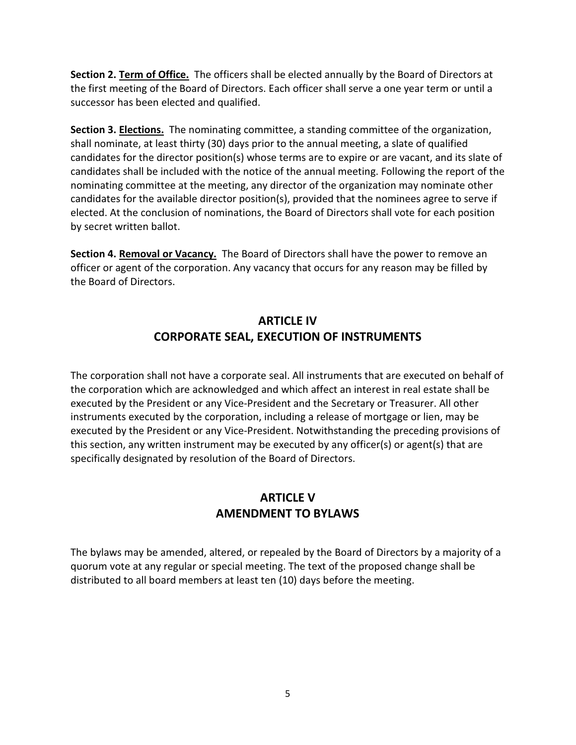**Section 2. <u>Term of Office.</u>** The officers shall be elected annually by the Board of Directors at the first meeting of the Board of Directors. Each officer shall serve a one year term or until a successor has been elected and qualified.

**Section 3. <u>Elections.</u>** The nominating committee, a standing committee of the organization, shall nominate, at least thirty (30) days prior to the annual meeting, a slate of qualified candidates for the director position(s) whose terms are to expire or are vacant, and its slate of candidates shall be included with the notice of the annual meeting. Following the report of the nominating committee at the meeting, any director of the organization may nominate other candidates for the available director position(s), provided that the nominees agree to serve if elected. At the conclusion of nominations, the Board of Directors shall vote for each position by secret written ballot.

**Section 4. <u>Removal or Vacancy.</u>** The Board of Directors shall have the power to remove an officer or agent of the corporation. Any vacancy that occurs for any reason may be filled by the Board of Directors.

## ARTICLE IV
## CORPORATE SEAL, EXECUTION OF INSTRUMENTS

The corporation shall not have a corporate seal. All instruments that are executed on behalf of the corporation which are acknowledged and which affect an interest in real estate shall be executed by the President or any Vice-President and the Secretary or Treasurer. All other instruments executed by the corporation, including a release of mortgage or lien, may be executed by the President or any Vice-President. Notwithstanding the preceding provisions of this section, any written instrument may be executed by any officer(s) or agent(s) that are specifically designated by resolution of the Board of Directors.

## ARTICLE V
## AMENDMENT TO BYLAWS

The bylaws may be amended, altered, or repealed by the Board of Directors by a majority of a quorum vote at any regular or special meeting. The text of the proposed change shall be distributed to all board members at least ten (10) days before the meeting.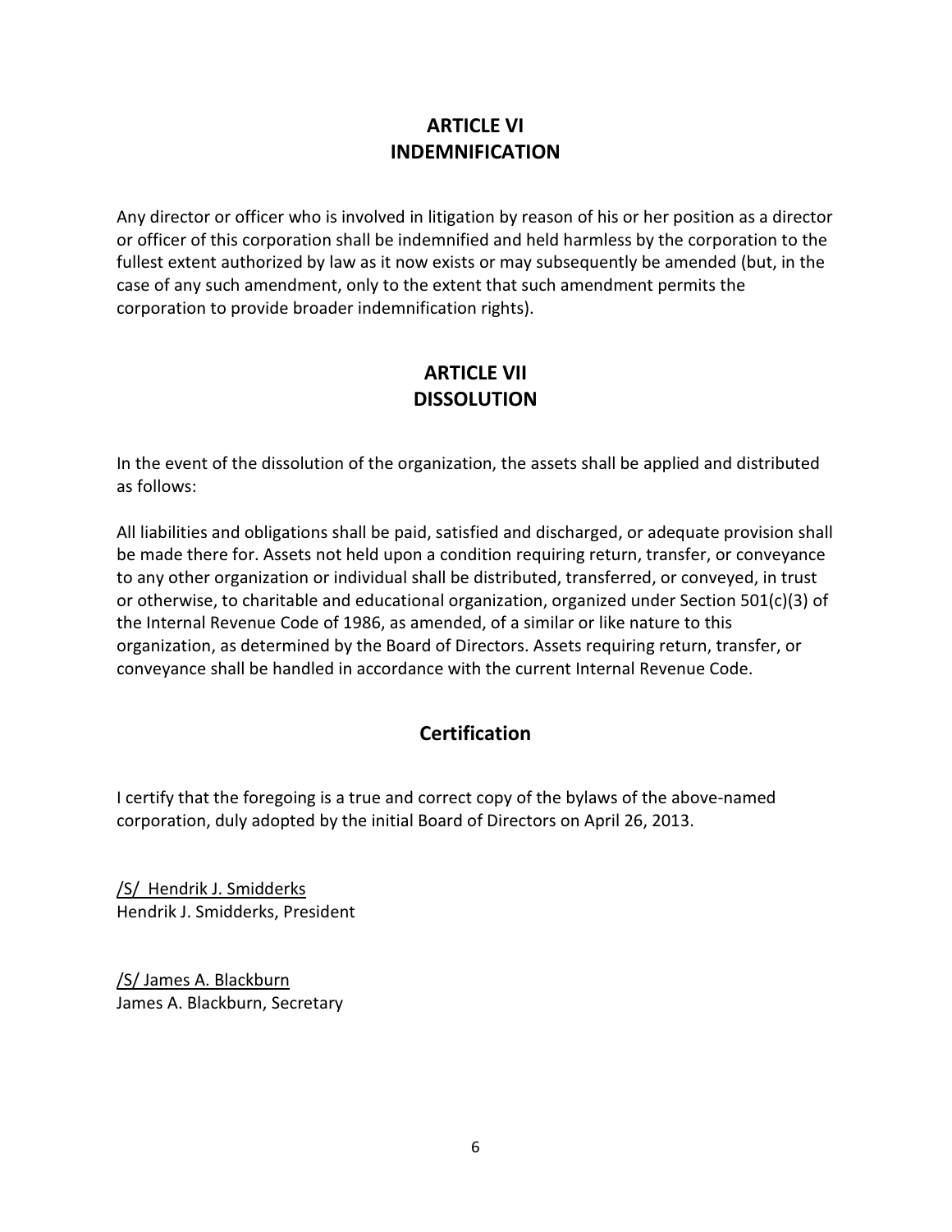## ARTICLE VI
## INDEMNIFICATION

Any director or officer who is involved in litigation by reason of his or her position as a director or officer of this corporation shall be indemnified and held harmless by the corporation to the fullest extent authorized by law as it now exists or may subsequently be amended (but, in the case of any such amendment, only to the extent that such amendment permits the corporation to provide broader indemnification rights).

## ARTICLE VII
## DISSOLUTION

In the event of the dissolution of the organization, the assets shall be applied and distributed as follows:

All liabilities and obligations shall be paid, satisfied and discharged, or adequate provision shall be made there for. Assets not held upon a condition requiring return, transfer, or conveyance to any other organization or individual shall be distributed, transferred, or conveyed, in trust or otherwise, to charitable and educational organization, organized under Section 501(c)(3) of the Internal Revenue Code of 1986, as amended, of a similar or like nature to this organization, as determined by the Board of Directors. Assets requiring return, transfer, or conveyance shall be handled in accordance with the current Internal Revenue Code.

## Certification

I certify that the foregoing is a true and correct copy of the bylaws of the above-named corporation, duly adopted by the initial Board of Directors on April 26, 2013.

/S/ Hendrik J. Smidderks
Hendrik J. Smidderks, President

/S/ James A. Blackburn
James A. Blackburn, Secretary